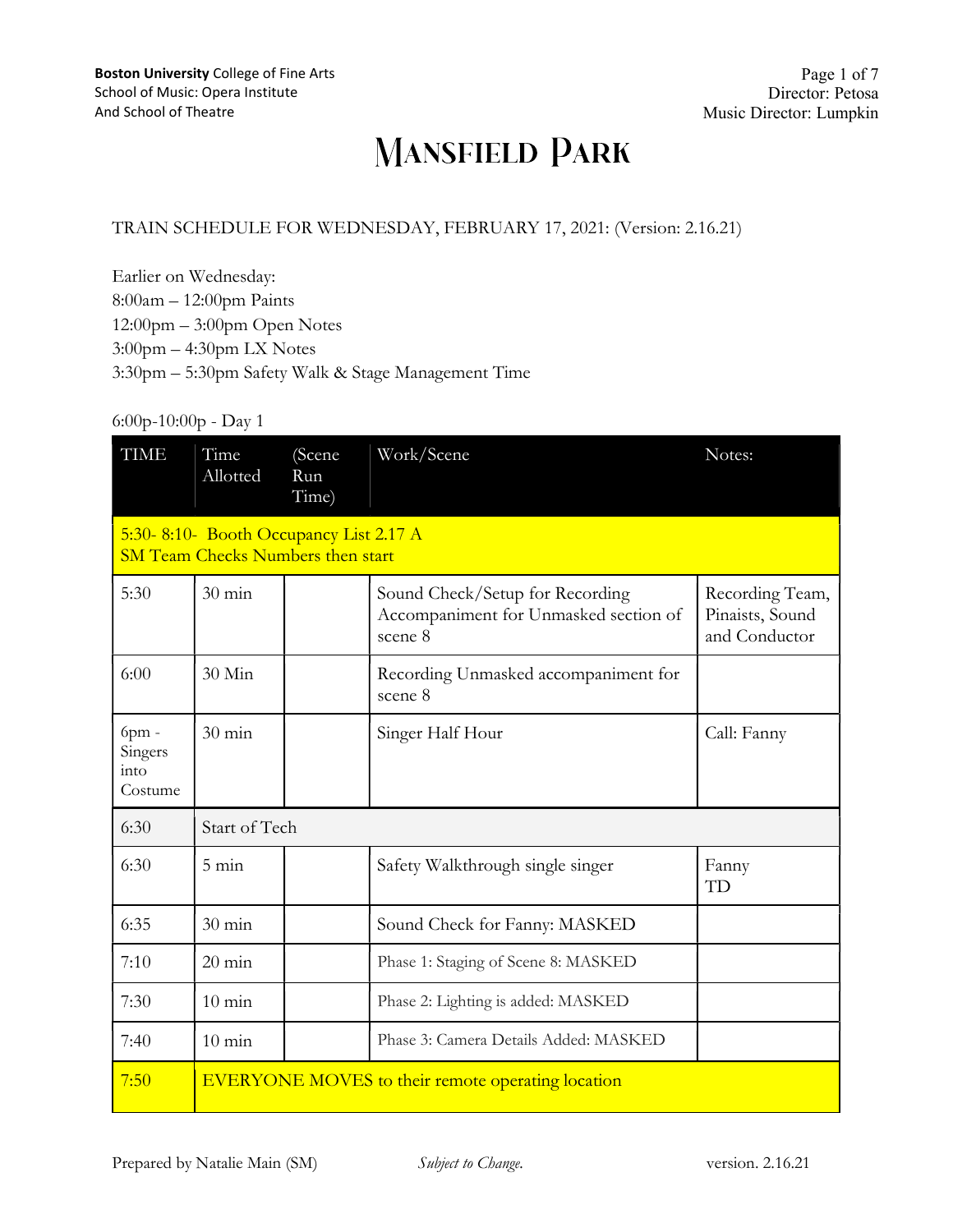**Boston University** College of Fine Arts
School of Music: Opera Institute
And School of Theatre

Director: Petosa
Music Director: Lumpkin

# Mansfield Park

TRAIN SCHEDULE FOR WEDNESDAY, FEBRUARY 17, 2021: (Version: 2.16.21)

Earlier on Wednesday:
8:00am – 12:00pm Paints
12:00pm – 3:00pm Open Notes
3:00pm – 4:30pm LX Notes
3:30pm – 5:30pm Safety Walk & Stage Management Time

6:00p-10:00p - Day 1

| TIME | Time Allotted | (Scene Run Time) | Work/Scene | Notes: |
|---|---|---|---|---|
| 5:30- 8:10- Booth Occupancy List 2.17 A<br>SM Team Checks Numbers then start | | | | |
| 5:30 | 30 min | | Sound Check/Setup for Recording Accompaniment for Unmasked section of scene 8 | Recording Team, Pinaists, Sound and Conductor |
| 6:00 | 30 Min | | Recording Unmasked accompaniment for scene 8 | |
| 6pm - Singers into Costume | 30 min | | Singer Half Hour | Call: Fanny |
| 6:30 | Start of Tech | | | |
| 6:30 | 5 min | | Safety Walkthrough single singer | Fanny<br>TD |
| 6:35 | 30 min | | Sound Check for Fanny: MASKED | |
| 7:10 | 20 min | | Phase 1: Staging of Scene 8: MASKED | |
| 7:30 | 10 min | | Phase 2: Lighting is added: MASKED | |
| 7:40 | 10 min | | Phase 3: Camera Details Added: MASKED | |
| 7:50 | EVERYONE MOVES to their remote operating location | | | |

Prepared by Natalie Main (SM) *Subject to Change.* version. 2.16.21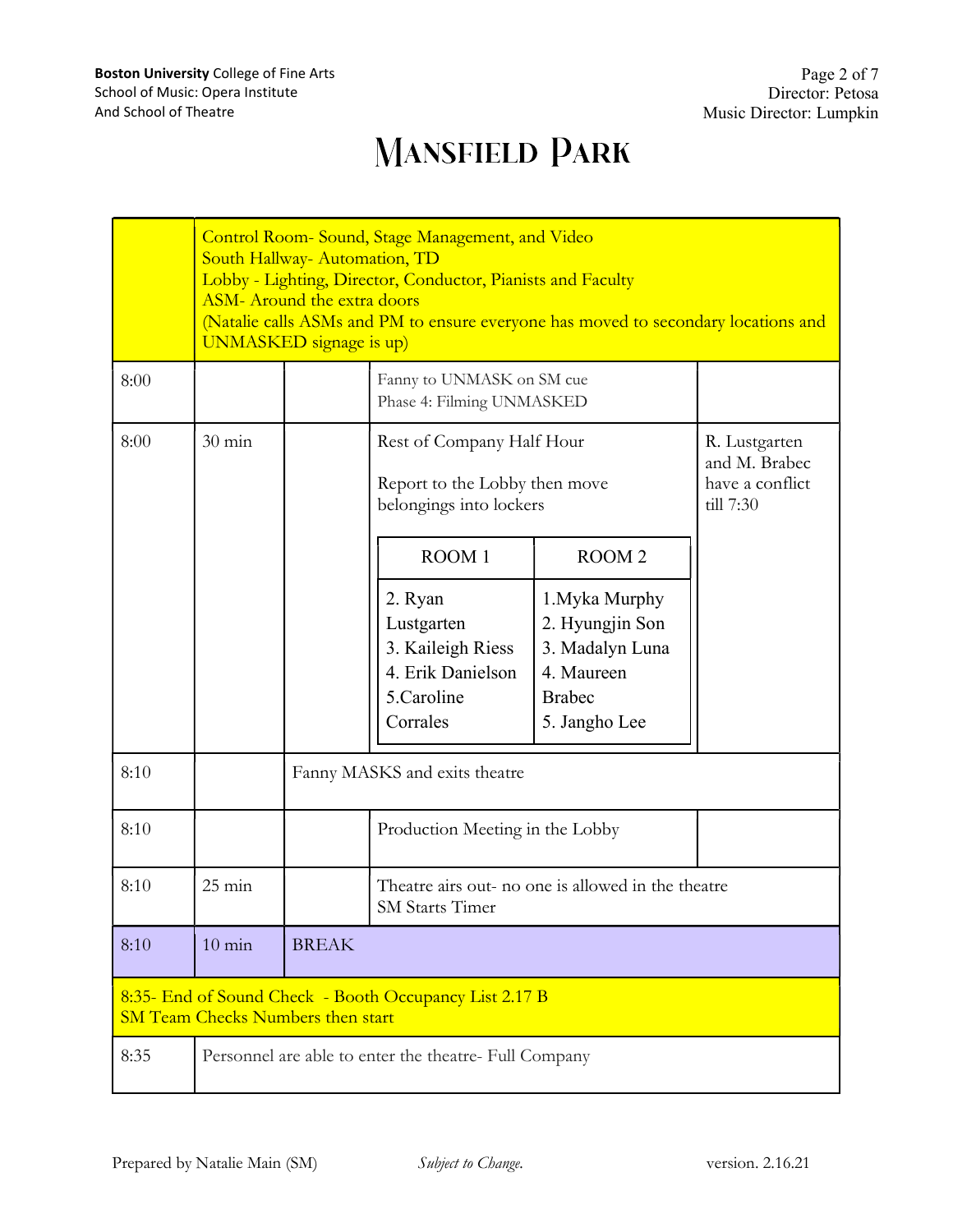# Mansfield Park

| | | | | |
|---|---|---|---|---|
| | Control Room- Sound, Stage Management, and Video<br>South Hallway- Automation, TD<br>Lobby - Lighting, Director, Conductor, Pianists and Faculty<br>ASM- Around the extra doors<br>(Natalie calls ASMs and PM to ensure everyone has moved to secondary locations and UNMASKED signage is up) | | | |
| 8:00 | | | Fanny to UNMASK on SM cue<br>Phase 4: Filming UNMASKED | |
| 8:00 | 30 min | | Rest of Company Half Hour<br><br>Report to the Lobby then move belongings into lockers<br><br>**ROOM 1:** 2. Ryan Lustgarten, 3. Kaileigh Riess, 4. Erik Danielson, 5. Caroline Corrales<br><br>**ROOM 2:** 1. Myka Murphy, 2. Hyungjin Son, 3. Madalyn Luna, 4. Maureen Brabec, 5. Jangho Lee | R. Lustgarten and M. Brabec have a conflict till 7:30 |
| 8:10 | | Fanny MASKS and exits theatre | | |
| 8:10 | | | Production Meeting in the Lobby | |
| 8:10 | 25 min | | Theatre airs out- no one is allowed in the theatre<br>SM Starts Timer | |
| 8:10 | 10 min | BREAK | | |
| 8:35- End of Sound Check - Booth Occupancy List 2.17 B<br>SM Team Checks Numbers then start | | | | |
| 8:35 | Personnel are able to enter the theatre- Full Company | | | |

Prepared by Natalie Main (SM) *Subject to Change.* version. 2.16.21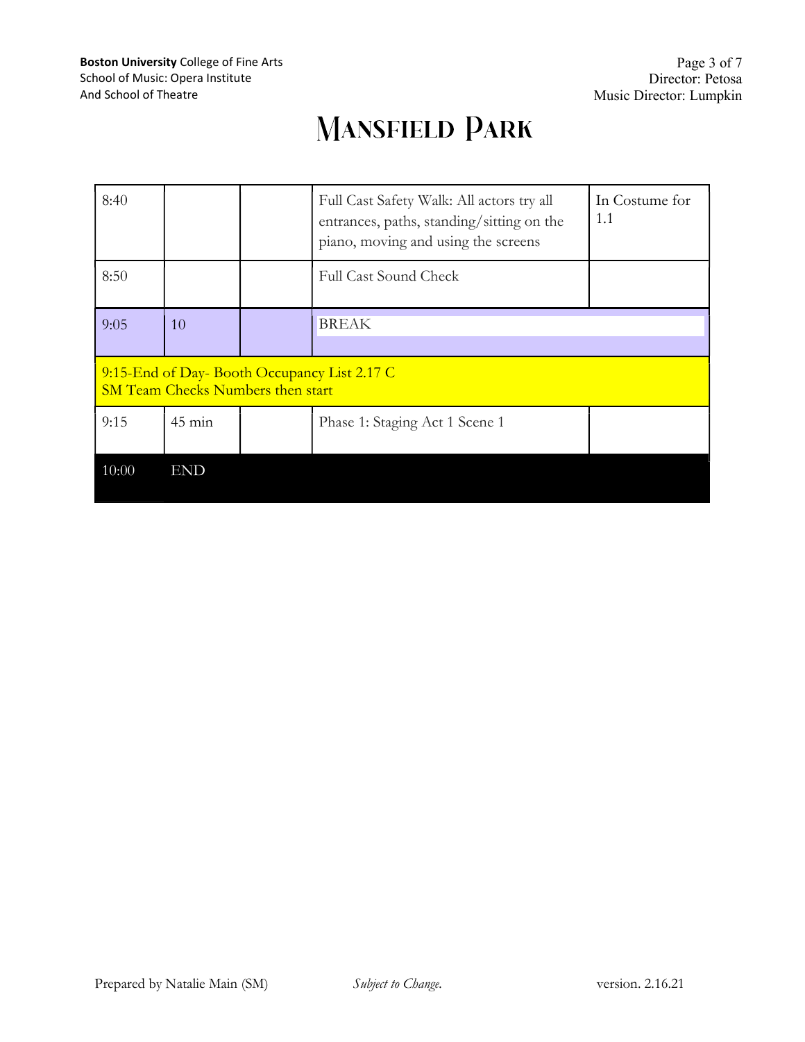# Mansfield Park

| | | | | |
|---|---|---|---|---|
| 8:40 | | | Full Cast Safety Walk: All actors try all entrances, paths, standing/sitting on the piano, moving and using the screens | In Costume for 1.1 |
| 8:50 | | | Full Cast Sound Check | |
| 9:05 | 10 | | BREAK | |
| 9:15-End of Day- Booth Occupancy List 2.17 C<br>SM Team Checks Numbers then start | | | | |
| 9:15 | 45 min | | Phase 1: Staging Act 1 Scene 1 | |
| 10:00 | END | | | |

Prepared by Natalie Main (SM) *Subject to Change.* version. 2.16.21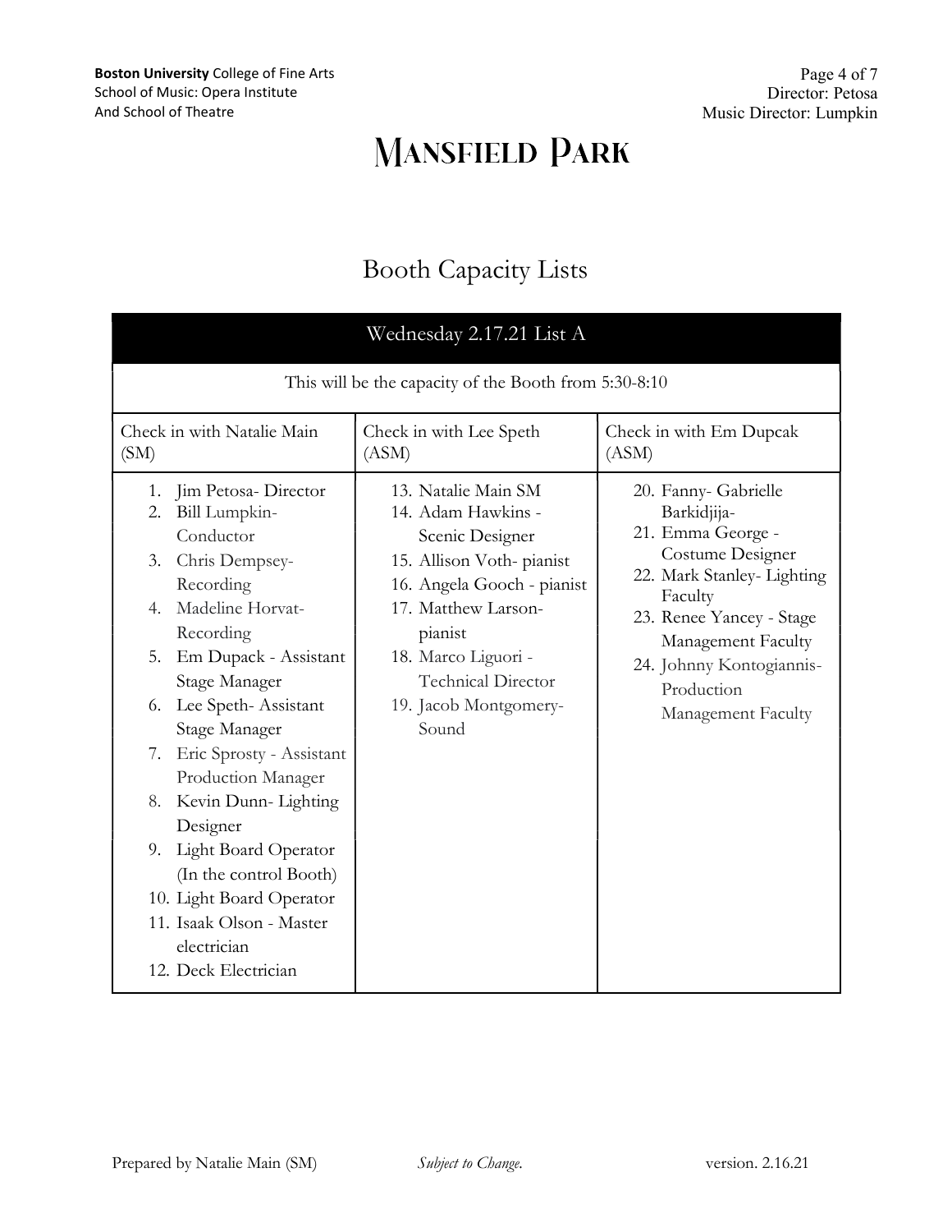# Mansfield Park

## Booth Capacity Lists

| Wednesday 2.17.21 List A | | |
|---|---|---|
| This will be the capacity of the Booth from 5:30-8:10 | | |
| Check in with Natalie Main (SM) | Check in with Lee Speth (ASM) | Check in with Em Dupcak (ASM) |
| 1. Jim Petosa- Director<br>2. Bill Lumpkin- Conductor<br>3. Chris Dempsey- Recording<br>4. Madeline Horvat- Recording<br>5. Em Dupack - Assistant Stage Manager<br>6. Lee Speth- Assistant Stage Manager<br>7. Eric Sprosty - Assistant Production Manager<br>8. Kevin Dunn- Lighting Designer<br>9. Light Board Operator (In the control Booth)<br>10. Light Board Operator<br>11. Isaak Olson - Master electrician<br>12. Deck Electrician | 13. Natalie Main SM<br>14. Adam Hawkins - Scenic Designer<br>15. Allison Voth- pianist<br>16. Angela Gooch - pianist<br>17. Matthew Larson- pianist<br>18. Marco Liguori - Technical Director<br>19. Jacob Montgomery- Sound | 20. Fanny- Gabrielle Barkidjija-<br>21. Emma George - Costume Designer<br>22. Mark Stanley- Lighting Faculty<br>23. Renee Yancey - Stage Management Faculty<br>24. Johnny Kontogiannis- Production Management Faculty |

Prepared by Natalie Main (SM) *Subject to Change.* version. 2.16.21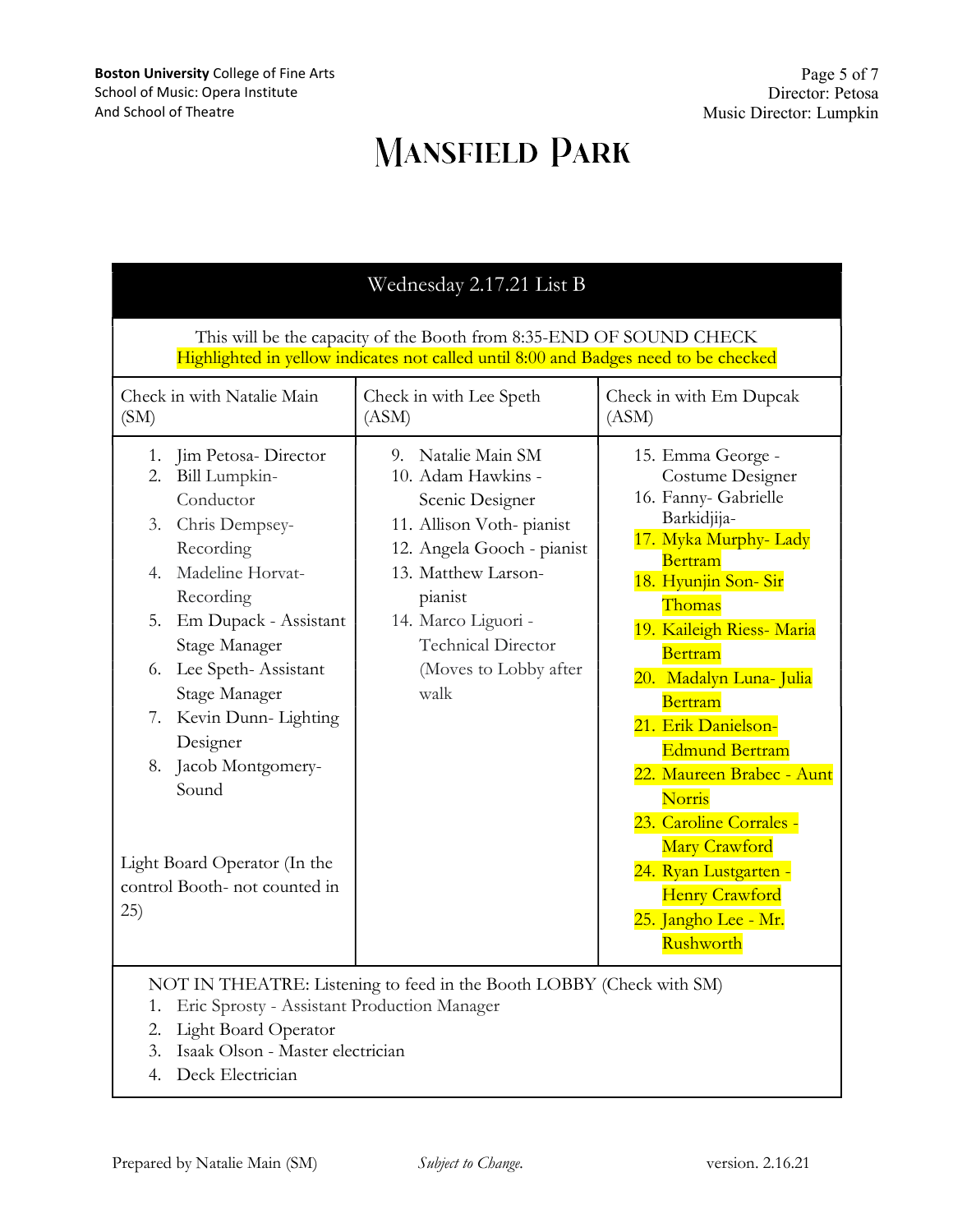**Boston University** College of Fine Arts
School of Music: Opera Institute
And School of Theatre

Director: Petosa
Music Director: Lumpkin

# Mansfield Park

| Wednesday 2.17.21 List B | | |
|---|---|---|
| This will be the capacity of the Booth from 8:35-END OF SOUND CHECK<br>Highlighted in yellow indicates not called until 8:00 and Badges need to be checked | | |
| Check in with Natalie Main (SM) | Check in with Lee Speth (ASM) | Check in with Em Dupcak (ASM) |
| 1. Jim Petosa- Director<br>2. Bill Lumpkin- Conductor<br>3. Chris Dempsey- Recording<br>4. Madeline Horvat- Recording<br>5. Em Dupack - Assistant Stage Manager<br>6. Lee Speth- Assistant Stage Manager<br>7. Kevin Dunn- Lighting Designer<br>8. Jacob Montgomery- Sound<br><br>Light Board Operator (In the control Booth- not counted in 25) | 9. Natalie Main SM<br>10. Adam Hawkins - Scenic Designer<br>11. Allison Voth- pianist<br>12. Angela Gooch - pianist<br>13. Matthew Larson- pianist<br>14. Marco Liguori - Technical Director (Moves to Lobby after walk | 15. Emma George - Costume Designer<br>16. Fanny- Gabrielle Barkidjija-<br>17. Myka Murphy- Lady Bertram<br>18. Hyunjin Son- Sir Thomas<br>19. Kaileigh Riess- Maria Bertram<br>20. Madalyn Luna- Julia Bertram<br>21. Erik Danielson- Edmund Bertram<br>22. Maureen Brabec - Aunt Norris<br>23. Caroline Corrales - Mary Crawford<br>24. Ryan Lustgarten - Henry Crawford<br>25. Jangho Lee - Mr. Rushworth |
| NOT IN THEATRE: Listening to feed in the Booth LOBBY (Check with SM)<br>1. Eric Sprosty - Assistant Production Manager<br>2. Light Board Operator<br>3. Isaak Olson - Master electrician<br>4. Deck Electrician | | |

Prepared by Natalie Main (SM) *Subject to Change.* version. 2.16.21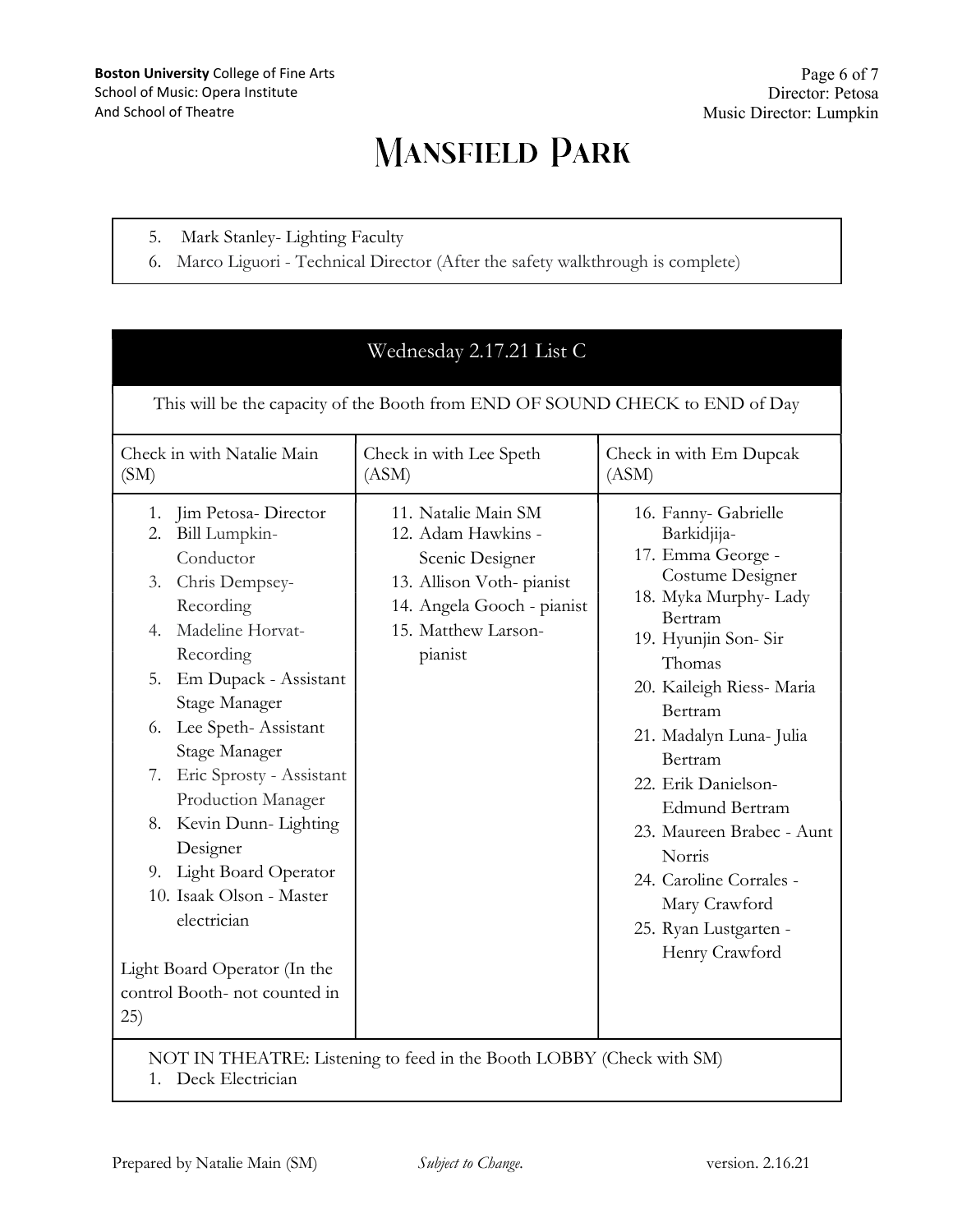# Mansfield Park

5. Mark Stanley- Lighting Faculty
6. Marco Liguori - Technical Director (After the safety walkthrough is complete)

| Wednesday 2.17.21 List C | | |
|---|---|---|
| This will be the capacity of the Booth from END OF SOUND CHECK to END of Day | | |
| Check in with Natalie Main (SM) | Check in with Lee Speth (ASM) | Check in with Em Dupcak (ASM) |
| 1. Jim Petosa- Director<br>2. Bill Lumpkin- Conductor<br>3. Chris Dempsey- Recording<br>4. Madeline Horvat- Recording<br>5. Em Dupack - Assistant Stage Manager<br>6. Lee Speth- Assistant Stage Manager<br>7. Eric Sprosty - Assistant Production Manager<br>8. Kevin Dunn- Lighting Designer<br>9. Light Board Operator<br>10. Isaak Olson - Master electrician<br><br>Light Board Operator (In the control Booth- not counted in 25) | 11. Natalie Main SM<br>12. Adam Hawkins - Scenic Designer<br>13. Allison Voth- pianist<br>14. Angela Gooch - pianist<br>15. Matthew Larson- pianist | 16. Fanny- Gabrielle Barkidjija-<br>17. Emma George - Costume Designer<br>18. Myka Murphy- Lady Bertram<br>19. Hyunjin Son- Sir Thomas<br>20. Kaileigh Riess- Maria Bertram<br>21. Madalyn Luna- Julia Bertram<br>22. Erik Danielson- Edmund Bertram<br>23. Maureen Brabec - Aunt Norris<br>24. Caroline Corrales - Mary Crawford<br>25. Ryan Lustgarten - Henry Crawford |
| NOT IN THEATRE: Listening to feed in the Booth LOBBY (Check with SM)<br>1. Deck Electrician | | |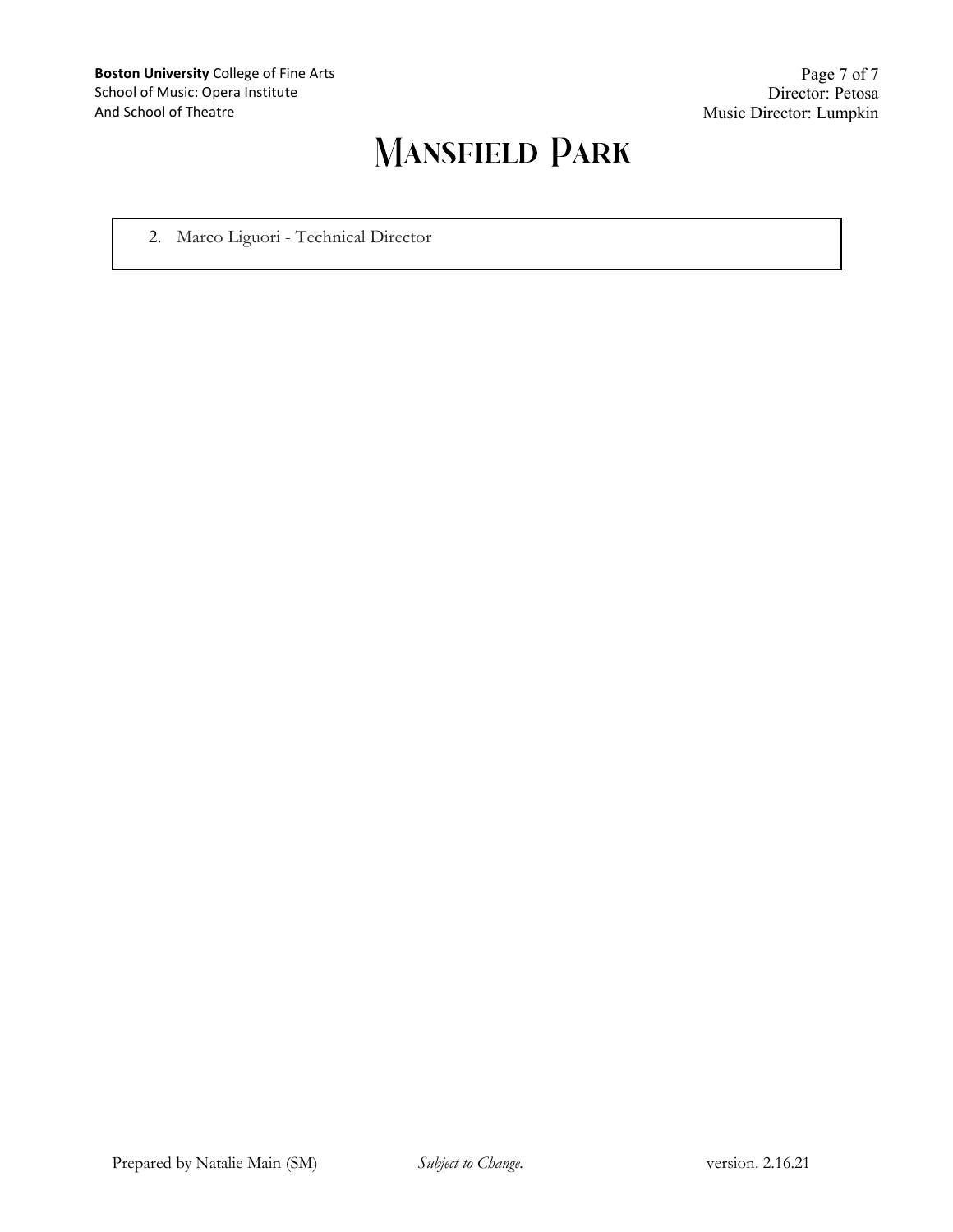2. Marco Liguori - Technical Director